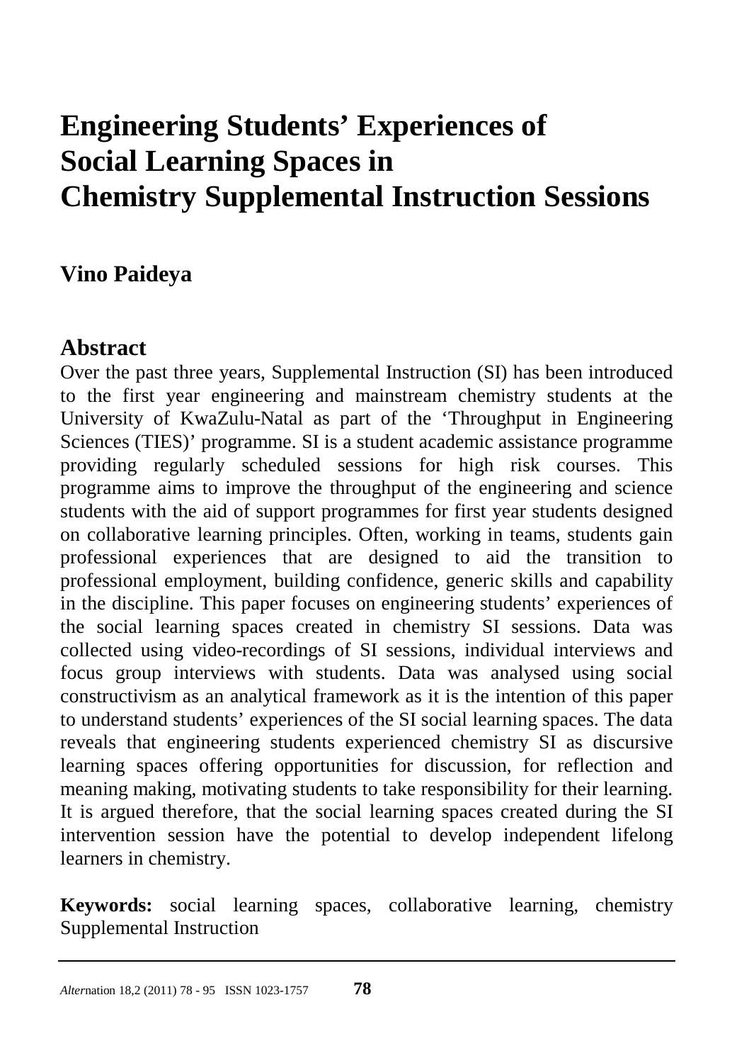# Engineering Students' Experiences of Social Learning Spaces in Chemistry Supplemental Instruction Sessions

## Vino Paideya

## Abstract

Over the past three years, Supplemental Instruction (SI) has been introduced to the first year engineering and mainstream chemistry students at the University of KwaZulu-Natal as part of the 'Throughput in Engineering Sciences (TIES)' programme. SI is a student academic assistance programme providing regularly scheduled sessions for high risk courses. This programme aims to improve the throughput of the engineering and science students with the aid of support programmes for first year students designed on collaborative learning principles. Often, working in teams, students gain professional experiences that are designed to aid the transition to professional employment, building confidence, generic skills and capability in the discipline. This paper focuses on engineering students' experiences of the social learning spaces created in chemistry SI sessions. Data was collected using video-recordings of SI sessions, individual interviews and focus group interviews with students. Data was analysed using social constructivism as an analytical framework as it is the intention of this paper to understand students' experiences of the SI social learning spaces. The data reveals that engineering students experienced chemistry SI as discursive learning spaces offering opportunities for discussion, for reflection and meaning making, motivating students to take responsibility for their learning. It is argued therefore, that the social learning spaces created during the SI intervention session have the potential to develop independent lifelong learners in chemistry.

**Keywords:** social learning spaces, collaborative learning, chemistry Supplemental Instruction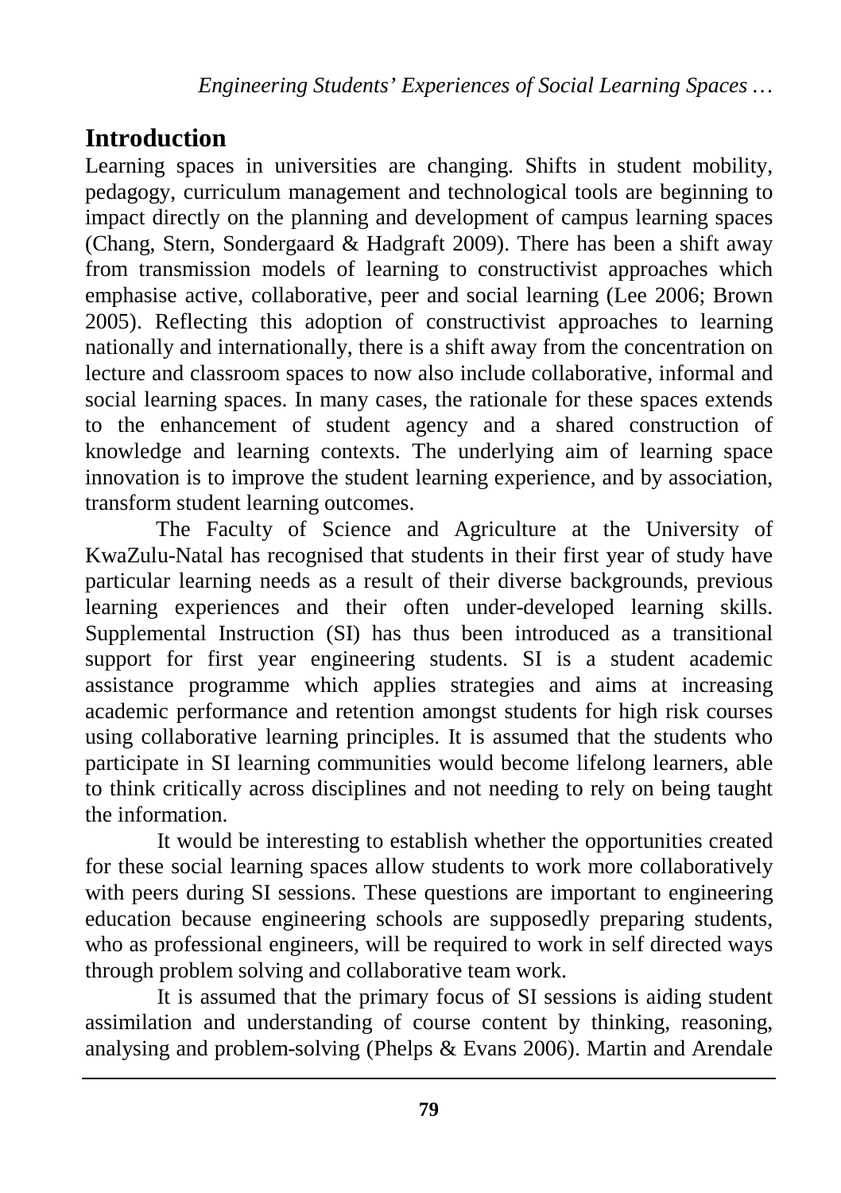## Introduction

Learning spaces in universities are changing. Shifts in student mobility, pedagogy, curriculum management and technological tools are beginning to impact directly on the planning and development of campus learning spaces (Chang, Stern, Sondergaard & Hadgraft 2009). There has been a shift away from transmission models of learning to constructivist approaches which emphasise active, collaborative, peer and social learning (Lee 2006; Brown 2005). Reflecting this adoption of constructivist approaches to learning nationally and internationally, there is a shift away from the concentration on lecture and classroom spaces to now also include collaborative, informal and social learning spaces. In many cases, the rationale for these spaces extends to the enhancement of student agency and a shared construction of knowledge and learning contexts. The underlying aim of learning space innovation is to improve the student learning experience, and by association, transform student learning outcomes.

The Faculty of Science and Agriculture at the University of KwaZulu-Natal has recognised that students in their first year of study have particular learning needs as a result of their diverse backgrounds, previous learning experiences and their often under-developed learning skills. Supplemental Instruction (SI) has thus been introduced as a transitional support for first year engineering students. SI is a student academic assistance programme which applies strategies and aims at increasing academic performance and retention amongst students for high risk courses using collaborative learning principles. It is assumed that the students who participate in SI learning communities would become lifelong learners, able to think critically across disciplines and not needing to rely on being taught the information.

It would be interesting to establish whether the opportunities created for these social learning spaces allow students to work more collaboratively with peers during SI sessions. These questions are important to engineering education because engineering schools are supposedly preparing students, who as professional engineers, will be required to work in self directed ways through problem solving and collaborative team work.

It is assumed that the primary focus of SI sessions is aiding student assimilation and understanding of course content by thinking, reasoning, analysing and problem-solving (Phelps & Evans 2006). Martin and Arendale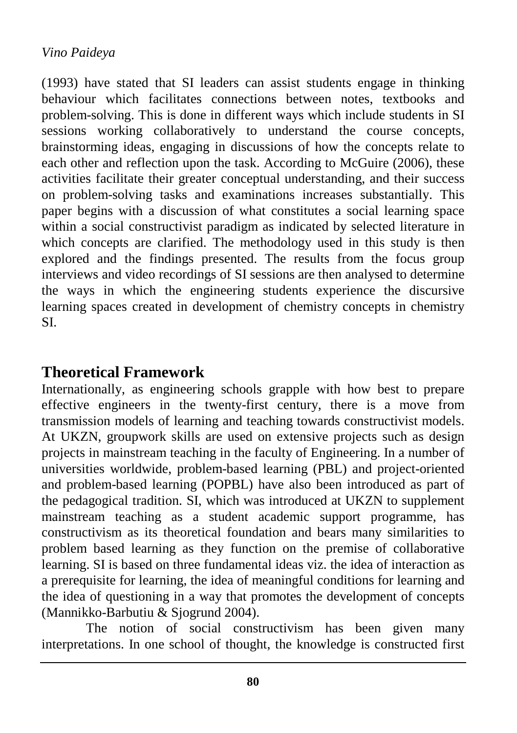(1993) have stated that SI leaders can assist students engage in thinking behaviour which facilitates connections between notes, textbooks and problem-solving. This is done in different ways which include students in SI sessions working collaboratively to understand the course concepts, brainstorming ideas, engaging in discussions of how the concepts relate to each other and reflection upon the task. According to McGuire (2006), these activities facilitate their greater conceptual understanding, and their success on problem-solving tasks and examinations increases substantially. This paper begins with a discussion of what constitutes a social learning space within a social constructivist paradigm as indicated by selected literature in which concepts are clarified. The methodology used in this study is then explored and the findings presented. The results from the focus group interviews and video recordings of SI sessions are then analysed to determine the ways in which the engineering students experience the discursive learning spaces created in development of chemistry concepts in chemistry SI.

## Theoretical Framework

Internationally, as engineering schools grapple with how best to prepare effective engineers in the twenty-first century, there is a move from transmission models of learning and teaching towards constructivist models. At UKZN, groupwork skills are used on extensive projects such as design projects in mainstream teaching in the faculty of Engineering. In a number of universities worldwide, problem-based learning (PBL) and project-oriented and problem-based learning (POPBL) have also been introduced as part of the pedagogical tradition. SI, which was introduced at UKZN to supplement mainstream teaching as a student academic support programme, has constructivism as its theoretical foundation and bears many similarities to problem based learning as they function on the premise of collaborative learning. SI is based on three fundamental ideas viz. the idea of interaction as a prerequisite for learning, the idea of meaningful conditions for learning and the idea of questioning in a way that promotes the development of concepts (Mannikko-Barbutiu & Sjogrund 2004).

The notion of social constructivism has been given many interpretations. In one school of thought, the knowledge is constructed first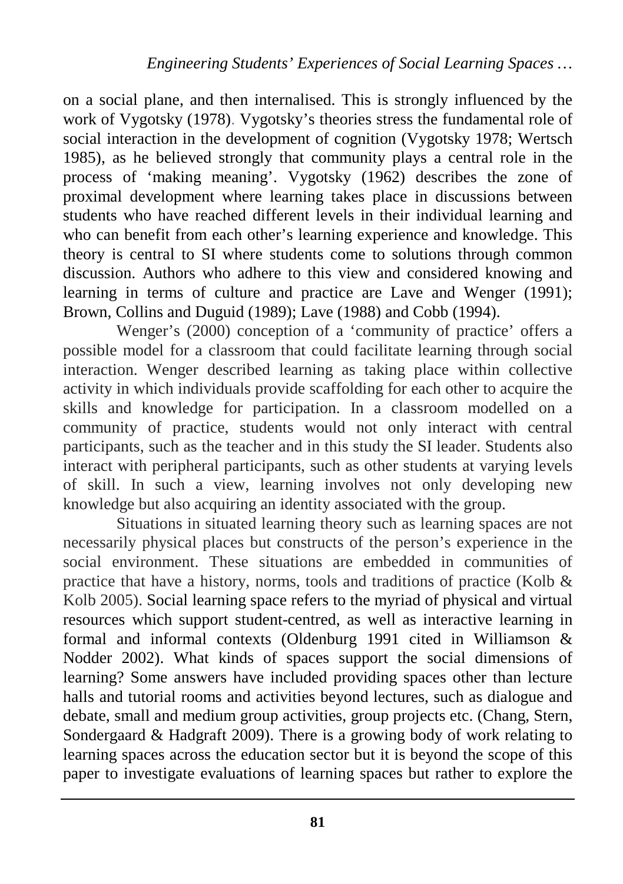on a social plane, and then internalised. This is strongly influenced by the work of Vygotsky (1978). Vygotsky's theories stress the fundamental role of social interaction in the development of cognition (Vygotsky 1978; Wertsch 1985), as he believed strongly that community plays a central role in the process of 'making meaning'. Vygotsky (1962) describes the zone of proximal development where learning takes place in discussions between students who have reached different levels in their individual learning and who can benefit from each other's learning experience and knowledge. This theory is central to SI where students come to solutions through common discussion. Authors who adhere to this view and considered knowing and learning in terms of culture and practice are Lave and Wenger (1991); Brown, Collins and Duguid (1989); Lave (1988) and Cobb (1994).

Wenger's (2000) conception of a 'community of practice' offers a possible model for a classroom that could facilitate learning through social interaction. Wenger described learning as taking place within collective activity in which individuals provide scaffolding for each other to acquire the skills and knowledge for participation. In a classroom modelled on a community of practice, students would not only interact with central participants, such as the teacher and in this study the SI leader. Students also interact with peripheral participants, such as other students at varying levels of skill. In such a view, learning involves not only developing new knowledge but also acquiring an identity associated with the group.

Situations in situated learning theory such as learning spaces are not necessarily physical places but constructs of the person's experience in the social environment. These situations are embedded in communities of practice that have a history, norms, tools and traditions of practice (Kolb & Kolb 2005). Social learning space refers to the myriad of physical and virtual resources which support student-centred, as well as interactive learning in formal and informal contexts (Oldenburg 1991 cited in Williamson & Nodder 2002). What kinds of spaces support the social dimensions of learning? Some answers have included providing spaces other than lecture halls and tutorial rooms and activities beyond lectures, such as dialogue and debate, small and medium group activities, group projects etc. (Chang, Stern, Sondergaard & Hadgraft 2009). There is a growing body of work relating to learning spaces across the education sector but it is beyond the scope of this paper to investigate evaluations of learning spaces but rather to explore the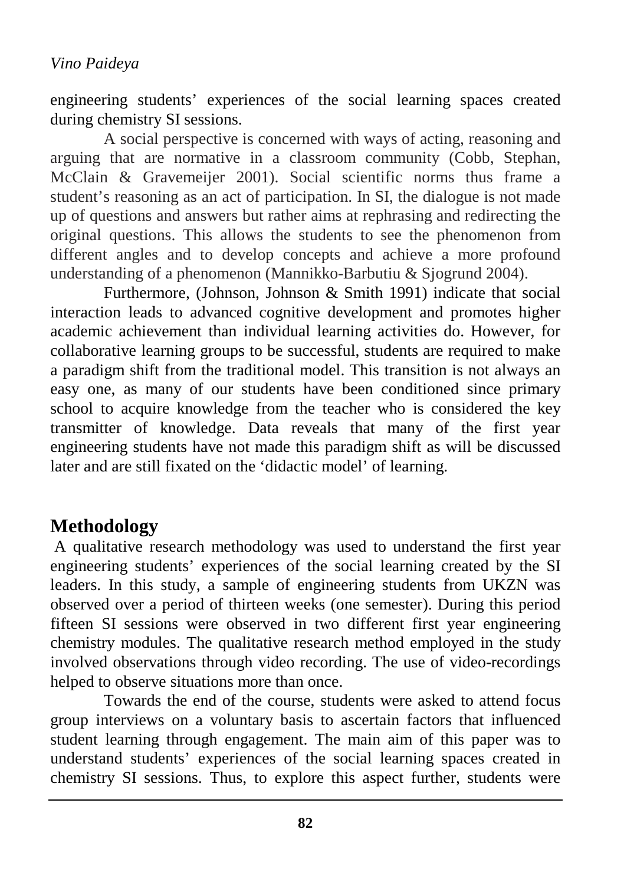engineering students' experiences of the social learning spaces created during chemistry SI sessions.

A social perspective is concerned with ways of acting, reasoning and arguing that are normative in a classroom community (Cobb, Stephan, McClain & Gravemeijer 2001). Social scientific norms thus frame a student's reasoning as an act of participation. In SI, the dialogue is not made up of questions and answers but rather aims at rephrasing and redirecting the original questions. This allows the students to see the phenomenon from different angles and to develop concepts and achieve a more profound understanding of a phenomenon (Mannikko-Barbutiu & Sjogrund 2004).

Furthermore, (Johnson, Johnson & Smith 1991) indicate that social interaction leads to advanced cognitive development and promotes higher academic achievement than individual learning activities do. However, for collaborative learning groups to be successful, students are required to make a paradigm shift from the traditional model. This transition is not always an easy one, as many of our students have been conditioned since primary school to acquire knowledge from the teacher who is considered the key transmitter of knowledge. Data reveals that many of the first year engineering students have not made this paradigm shift as will be discussed later and are still fixated on the 'didactic model' of learning.

## Methodology

A qualitative research methodology was used to understand the first year engineering students' experiences of the social learning created by the SI leaders. In this study, a sample of engineering students from UKZN was observed over a period of thirteen weeks (one semester). During this period fifteen SI sessions were observed in two different first year engineering chemistry modules. The qualitative research method employed in the study involved observations through video recording. The use of video-recordings helped to observe situations more than once.

Towards the end of the course, students were asked to attend focus group interviews on a voluntary basis to ascertain factors that influenced student learning through engagement. The main aim of this paper was to understand students' experiences of the social learning spaces created in chemistry SI sessions. Thus, to explore this aspect further, students were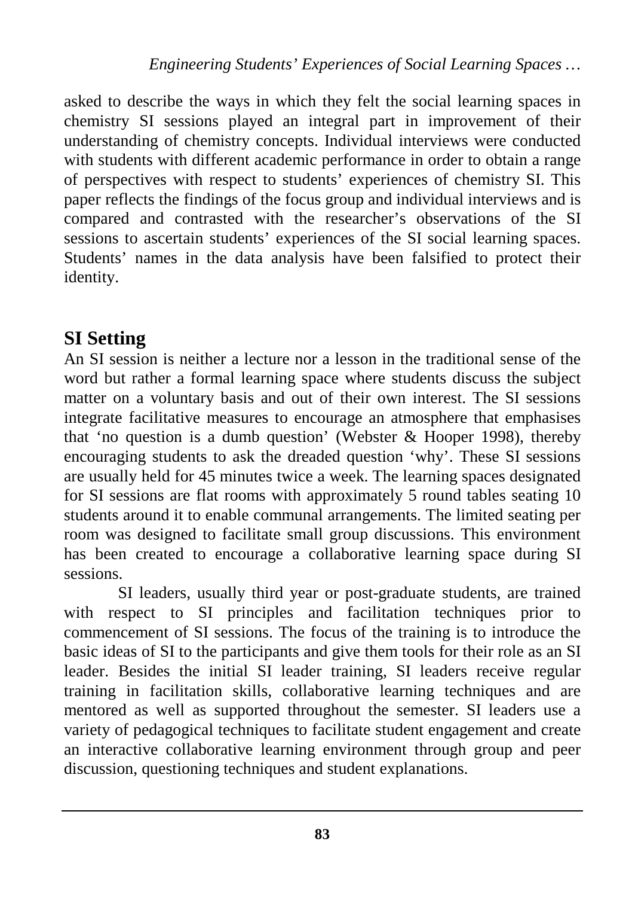asked to describe the ways in which they felt the social learning spaces in chemistry SI sessions played an integral part in improvement of their understanding of chemistry concepts. Individual interviews were conducted with students with different academic performance in order to obtain a range of perspectives with respect to students' experiences of chemistry SI. This paper reflects the findings of the focus group and individual interviews and is compared and contrasted with the researcher's observations of the SI sessions to ascertain students' experiences of the SI social learning spaces. Students' names in the data analysis have been falsified to protect their identity.

## SI Setting

An SI session is neither a lecture nor a lesson in the traditional sense of the word but rather a formal learning space where students discuss the subject matter on a voluntary basis and out of their own interest. The SI sessions integrate facilitative measures to encourage an atmosphere that emphasises that 'no question is a dumb question' (Webster & Hooper 1998), thereby encouraging students to ask the dreaded question 'why'. These SI sessions are usually held for 45 minutes twice a week. The learning spaces designated for SI sessions are flat rooms with approximately 5 round tables seating 10 students around it to enable communal arrangements. The limited seating per room was designed to facilitate small group discussions. This environment has been created to encourage a collaborative learning space during SI sessions.

SI leaders, usually third year or post-graduate students, are trained with respect to SI principles and facilitation techniques prior to commencement of SI sessions. The focus of the training is to introduce the basic ideas of SI to the participants and give them tools for their role as an SI leader. Besides the initial SI leader training, SI leaders receive regular training in facilitation skills, collaborative learning techniques and are mentored as well as supported throughout the semester. SI leaders use a variety of pedagogical techniques to facilitate student engagement and create an interactive collaborative learning environment through group and peer discussion, questioning techniques and student explanations.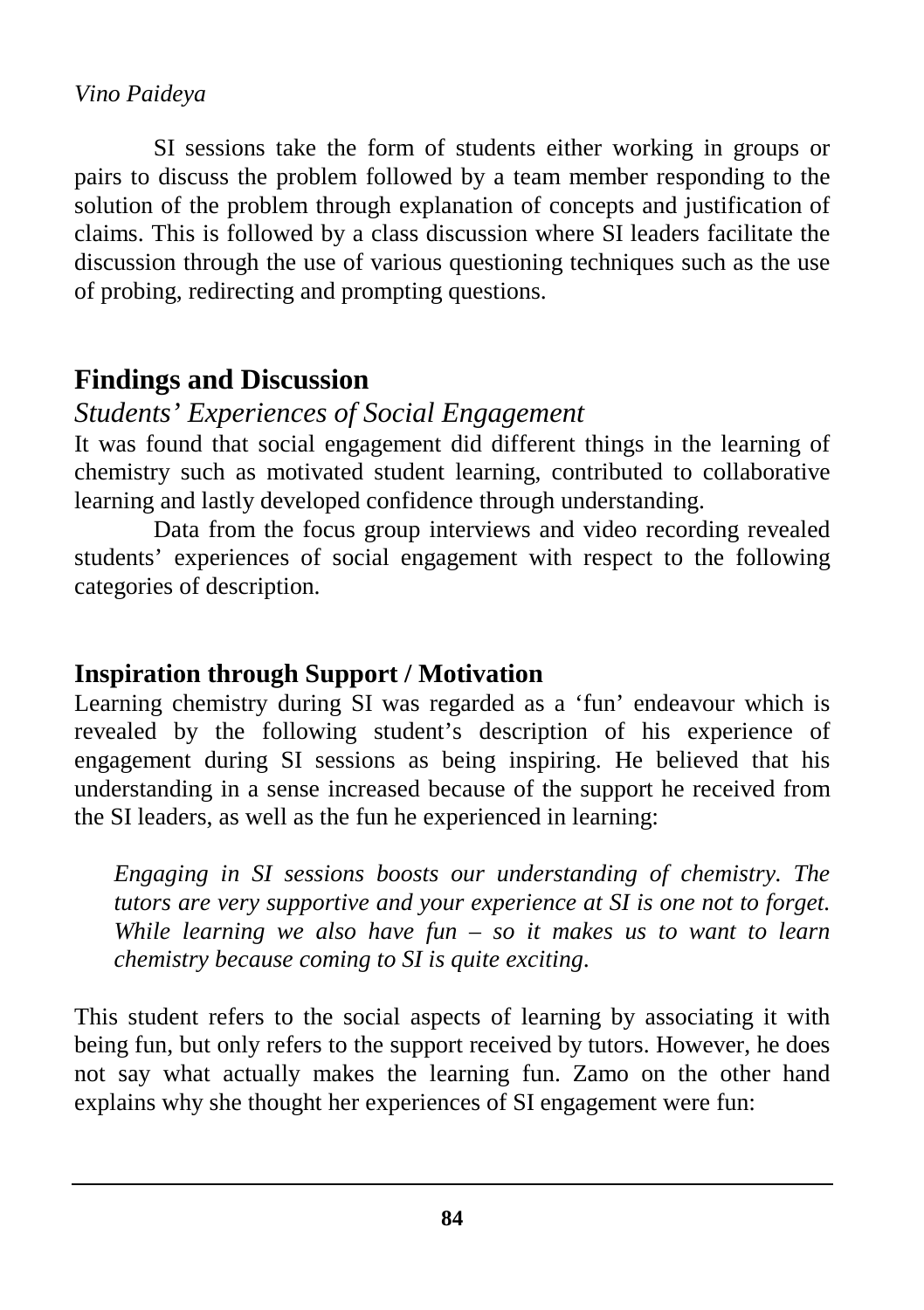SI sessions take the form of students either working in groups or pairs to discuss the problem followed by a team member responding to the solution of the problem through explanation of concepts and justification of claims. This is followed by a class discussion where SI leaders facilitate the discussion through the use of various questioning techniques such as the use of probing, redirecting and prompting questions.

## Findings and Discussion

### *Students' Experiences of Social Engagement*

It was found that social engagement did different things in the learning of chemistry such as motivated student learning, contributed to collaborative learning and lastly developed confidence through understanding.

Data from the focus group interviews and video recording revealed students' experiences of social engagement with respect to the following categories of description.

### Inspiration through Support / Motivation

Learning chemistry during SI was regarded as a 'fun' endeavour which is revealed by the following student's description of his experience of engagement during SI sessions as being inspiring. He believed that his understanding in a sense increased because of the support he received from the SI leaders, as well as the fun he experienced in learning:

> *Engaging in SI sessions boosts our understanding of chemistry. The tutors are very supportive and your experience at SI is one not to forget. While learning we also have fun – so it makes us to want to learn chemistry because coming to SI is quite exciting.*

This student refers to the social aspects of learning by associating it with being fun, but only refers to the support received by tutors. However, he does not say what actually makes the learning fun. Zamo on the other hand explains why she thought her experiences of SI engagement were fun: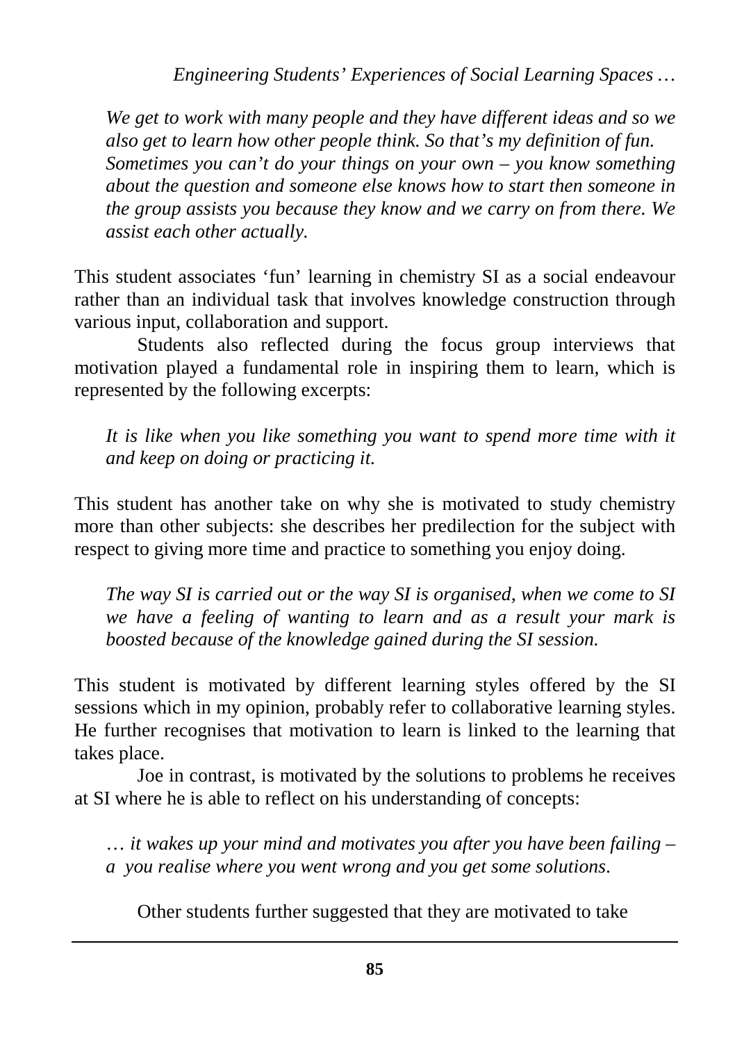*We get to work with many people and they have different ideas and so we also get to learn how other people think. So that's my definition of fun. Sometimes you can't do your things on your own – you know something about the question and someone else knows how to start then someone in the group assists you because they know and we carry on from there. We assist each other actually.*

This student associates 'fun' learning in chemistry SI as a social endeavour rather than an individual task that involves knowledge construction through various input, collaboration and support.

Students also reflected during the focus group interviews that motivation played a fundamental role in inspiring them to learn, which is represented by the following excerpts:

*It is like when you like something you want to spend more time with it and keep on doing or practicing it.*

This student has another take on why she is motivated to study chemistry more than other subjects: she describes her predilection for the subject with respect to giving more time and practice to something you enjoy doing.

*The way SI is carried out or the way SI is organised, when we come to SI we have a feeling of wanting to learn and as a result your mark is boosted because of the knowledge gained during the SI session.*

This student is motivated by different learning styles offered by the SI sessions which in my opinion, probably refer to collaborative learning styles. He further recognises that motivation to learn is linked to the learning that takes place.

Joe in contrast, is motivated by the solutions to problems he receives at SI where he is able to reflect on his understanding of concepts:

*… it wakes up your mind and motivates you after you have been failing – a you realise where you went wrong and you get some solutions.*

Other students further suggested that they are motivated to take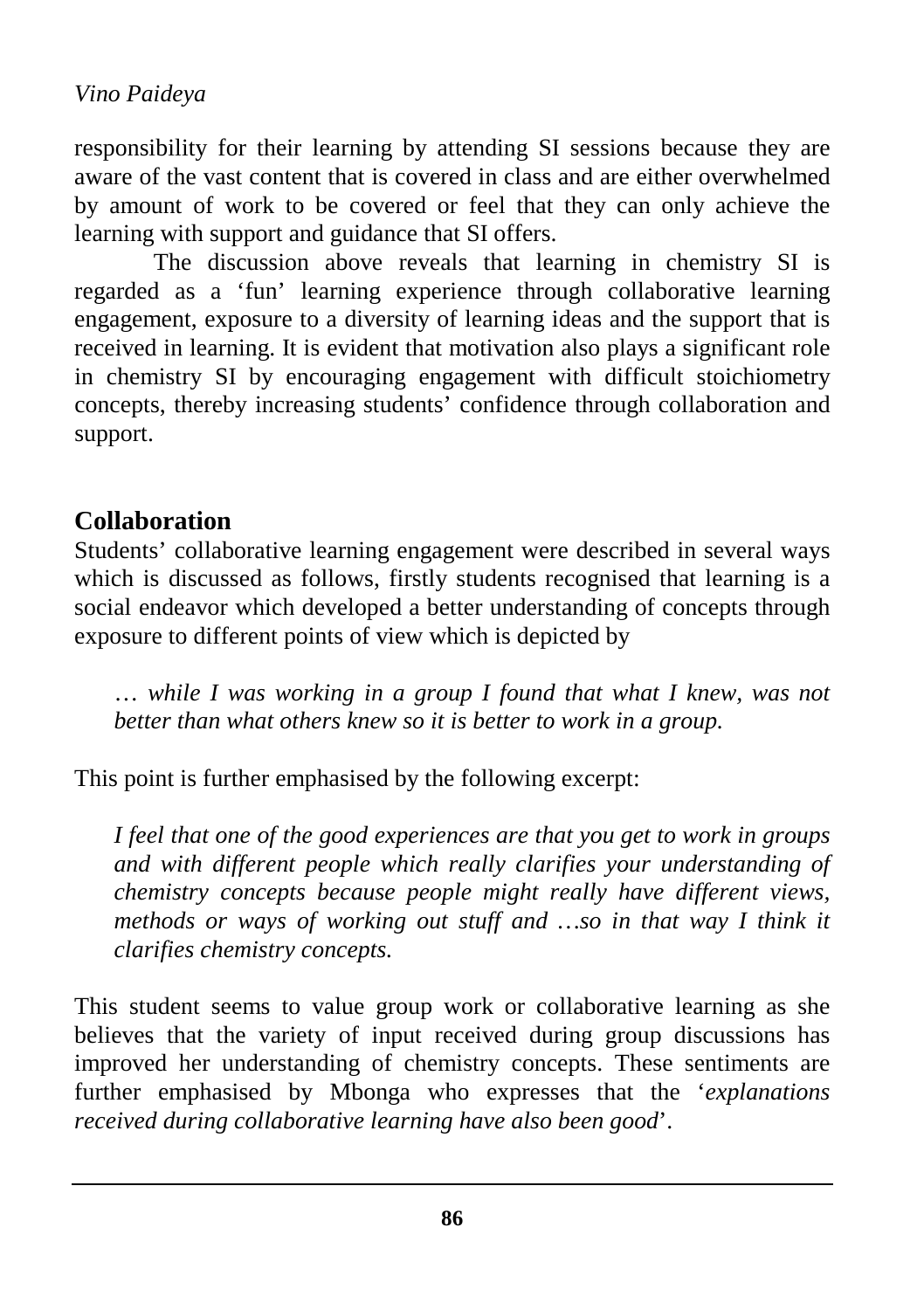responsibility for their learning by attending SI sessions because they are aware of the vast content that is covered in class and are either overwhelmed by amount of work to be covered or feel that they can only achieve the learning with support and guidance that SI offers.

The discussion above reveals that learning in chemistry SI is regarded as a 'fun' learning experience through collaborative learning engagement, exposure to a diversity of learning ideas and the support that is received in learning. It is evident that motivation also plays a significant role in chemistry SI by encouraging engagement with difficult stoichiometry concepts, thereby increasing students' confidence through collaboration and support.

## Collaboration

Students' collaborative learning engagement were described in several ways which is discussed as follows, firstly students recognised that learning is a social endeavor which developed a better understanding of concepts through exposure to different points of view which is depicted by

> *… while I was working in a group I found that what I knew, was not better than what others knew so it is better to work in a group.*

This point is further emphasised by the following excerpt:

> *I feel that one of the good experiences are that you get to work in groups and with different people which really clarifies your understanding of chemistry concepts because people might really have different views, methods or ways of working out stuff and …so in that way I think it clarifies chemistry concepts.*

This student seems to value group work or collaborative learning as she believes that the variety of input received during group discussions has improved her understanding of chemistry concepts. These sentiments are further emphasised by Mbonga who expresses that the '*explanations received during collaborative learning have also been good*'.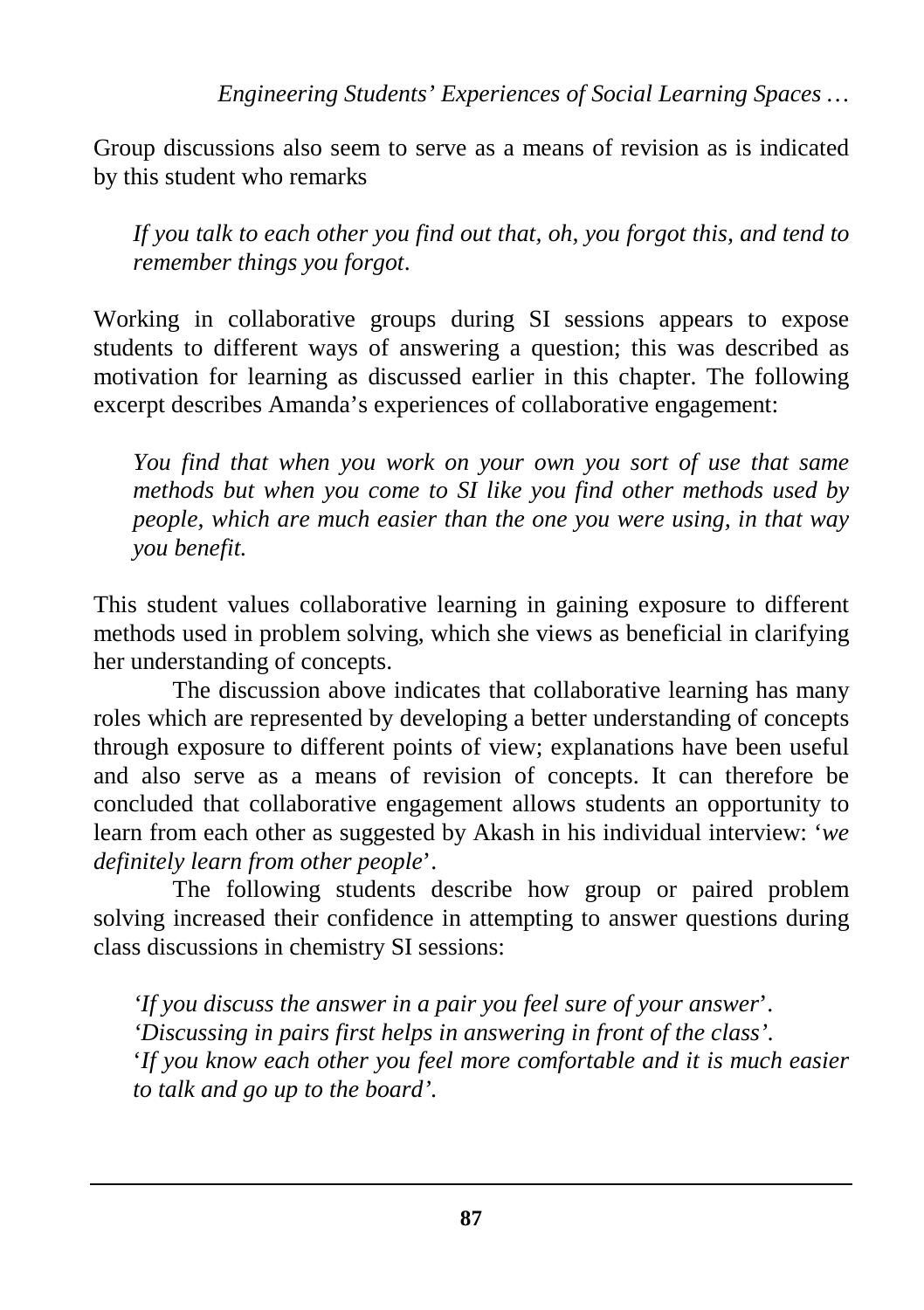Group discussions also seem to serve as a means of revision as is indicated by this student who remarks

> *If you talk to each other you find out that, oh, you forgot this, and tend to remember things you forgot*.

Working in collaborative groups during SI sessions appears to expose students to different ways of answering a question; this was described as motivation for learning as discussed earlier in this chapter. The following excerpt describes Amanda's experiences of collaborative engagement:

> *You find that when you work on your own you sort of use that same methods but when you come to SI like you find other methods used by people, which are much easier than the one you were using, in that way you benefit.*

This student values collaborative learning in gaining exposure to different methods used in problem solving, which she views as beneficial in clarifying her understanding of concepts.

The discussion above indicates that collaborative learning has many roles which are represented by developing a better understanding of concepts through exposure to different points of view; explanations have been useful and also serve as a means of revision of concepts. It can therefore be concluded that collaborative engagement allows students an opportunity to learn from each other as suggested by Akash in his individual interview: '*we definitely learn from other people*'.

The following students describe how group or paired problem solving increased their confidence in attempting to answer questions during class discussions in chemistry SI sessions:

> '*If you discuss the answer in a pair you feel sure of your answer*'.
> '*Discussing in pairs first helps in answering in front of the class'.*
> '*If you know each other you feel more comfortable and it is much easier to talk and go up to the board'.*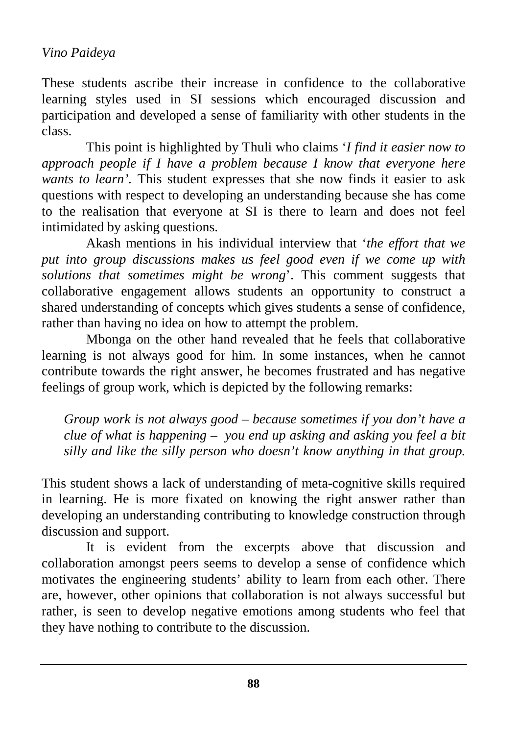These students ascribe their increase in confidence to the collaborative learning styles used in SI sessions which encouraged discussion and participation and developed a sense of familiarity with other students in the class.

This point is highlighted by Thuli who claims '*I find it easier now to approach people if I have a problem because I know that everyone here wants to learn'*. This student expresses that she now finds it easier to ask questions with respect to developing an understanding because she has come to the realisation that everyone at SI is there to learn and does not feel intimidated by asking questions.

Akash mentions in his individual interview that '*the effort that we put into group discussions makes us feel good even if we come up with solutions that sometimes might be wrong*'. This comment suggests that collaborative engagement allows students an opportunity to construct a shared understanding of concepts which gives students a sense of confidence, rather than having no idea on how to attempt the problem.

Mbonga on the other hand revealed that he feels that collaborative learning is not always good for him. In some instances, when he cannot contribute towards the right answer, he becomes frustrated and has negative feelings of group work, which is depicted by the following remarks:

> *Group work is not always good – because sometimes if you don't have a clue of what is happening – you end up asking and asking you feel a bit silly and like the silly person who doesn't know anything in that group.*

This student shows a lack of understanding of meta-cognitive skills required in learning. He is more fixated on knowing the right answer rather than developing an understanding contributing to knowledge construction through discussion and support.

It is evident from the excerpts above that discussion and collaboration amongst peers seems to develop a sense of confidence which motivates the engineering students' ability to learn from each other. There are, however, other opinions that collaboration is not always successful but rather, is seen to develop negative emotions among students who feel that they have nothing to contribute to the discussion.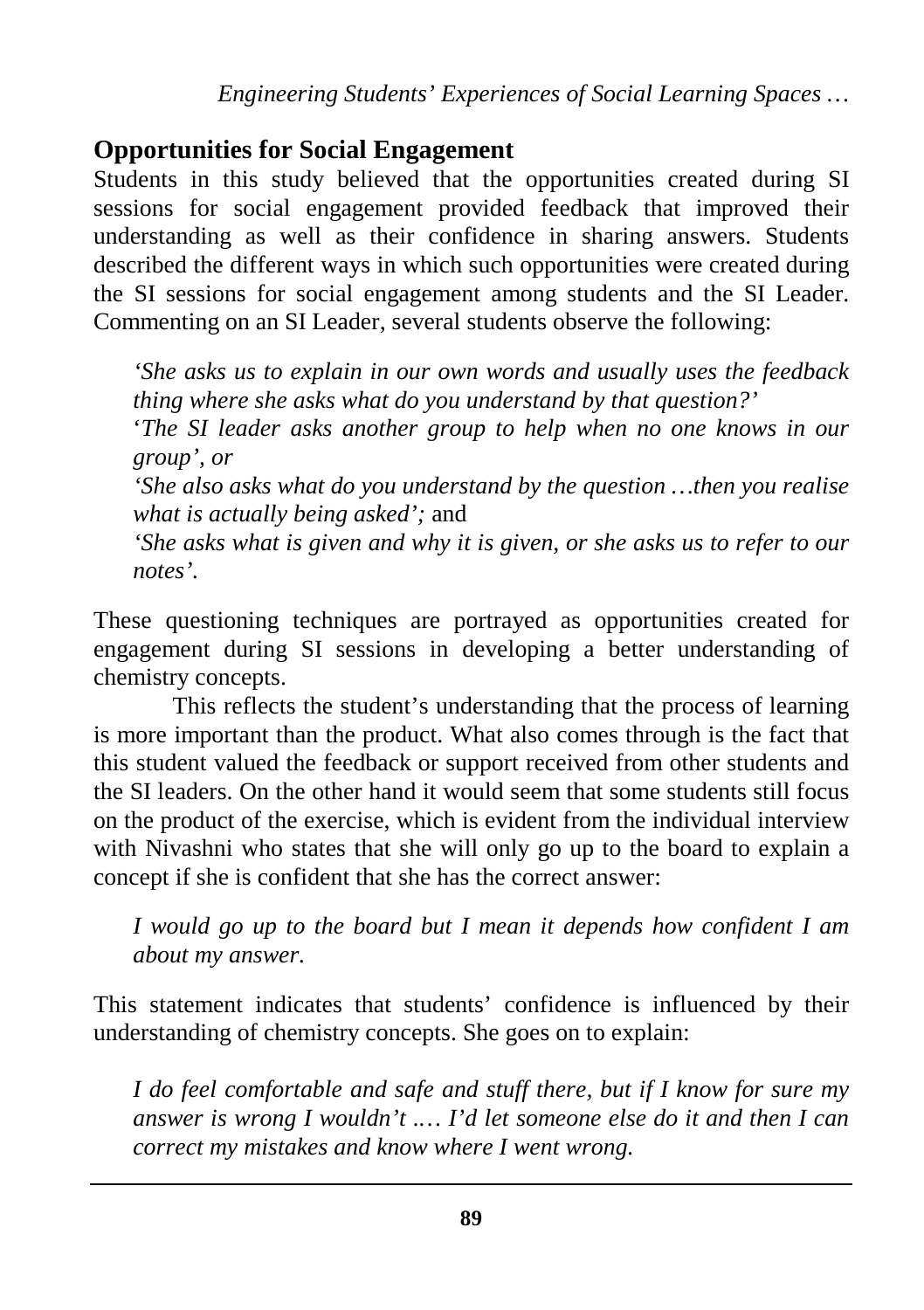## Opportunities for Social Engagement

Students in this study believed that the opportunities created during SI sessions for social engagement provided feedback that improved their understanding as well as their confidence in sharing answers. Students described the different ways in which such opportunities were created during the SI sessions for social engagement among students and the SI Leader. Commenting on an SI Leader, several students observe the following:

> *'She asks us to explain in our own words and usually uses the feedback thing where she asks what do you understand by that question?'*
> '*The SI leader asks another group to help when no one knows in our group', or*
> *'She also asks what do you understand by the question …then you realise what is actually being asked';* and
> *'She asks what is given and why it is given, or she asks us to refer to our notes'.*

These questioning techniques are portrayed as opportunities created for engagement during SI sessions in developing a better understanding of chemistry concepts.

This reflects the student's understanding that the process of learning is more important than the product. What also comes through is the fact that this student valued the feedback or support received from other students and the SI leaders. On the other hand it would seem that some students still focus on the product of the exercise, which is evident from the individual interview with Nivashni who states that she will only go up to the board to explain a concept if she is confident that she has the correct answer:

> *I would go up to the board but I mean it depends how confident I am about my answer.*

This statement indicates that students' confidence is influenced by their understanding of chemistry concepts. She goes on to explain:

> *I do feel comfortable and safe and stuff there, but if I know for sure my answer is wrong I wouldn't .… I'd let someone else do it and then I can correct my mistakes and know where I went wrong.*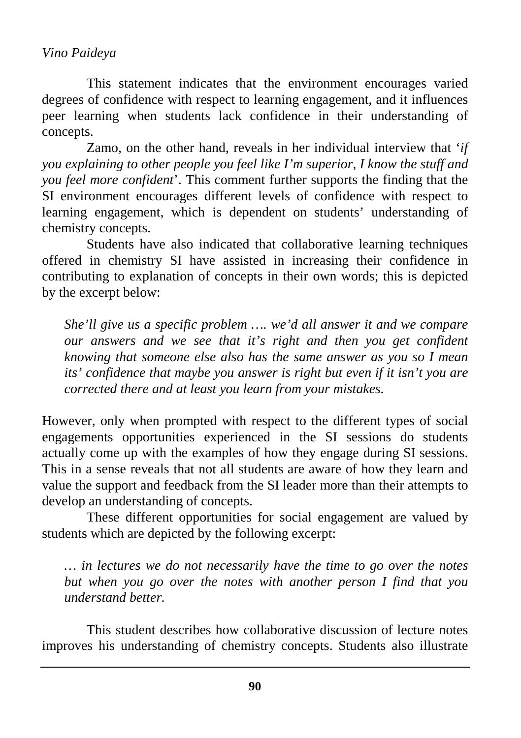This statement indicates that the environment encourages varied degrees of confidence with respect to learning engagement, and it influences peer learning when students lack confidence in their understanding of concepts.

Zamo, on the other hand, reveals in her individual interview that '*if you explaining to other people you feel like I'm superior, I know the stuff and you feel more confident*'. This comment further supports the finding that the SI environment encourages different levels of confidence with respect to learning engagement, which is dependent on students' understanding of chemistry concepts.

Students have also indicated that collaborative learning techniques offered in chemistry SI have assisted in increasing their confidence in contributing to explanation of concepts in their own words; this is depicted by the excerpt below:

> *She'll give us a specific problem …. we'd all answer it and we compare our answers and we see that it's right and then you get confident knowing that someone else also has the same answer as you so I mean its' confidence that maybe you answer is right but even if it isn't you are corrected there and at least you learn from your mistakes.*

However, only when prompted with respect to the different types of social engagements opportunities experienced in the SI sessions do students actually come up with the examples of how they engage during SI sessions. This in a sense reveals that not all students are aware of how they learn and value the support and feedback from the SI leader more than their attempts to develop an understanding of concepts.

These different opportunities for social engagement are valued by students which are depicted by the following excerpt:

> *… in lectures we do not necessarily have the time to go over the notes but when you go over the notes with another person I find that you understand better.*

This student describes how collaborative discussion of lecture notes improves his understanding of chemistry concepts. Students also illustrate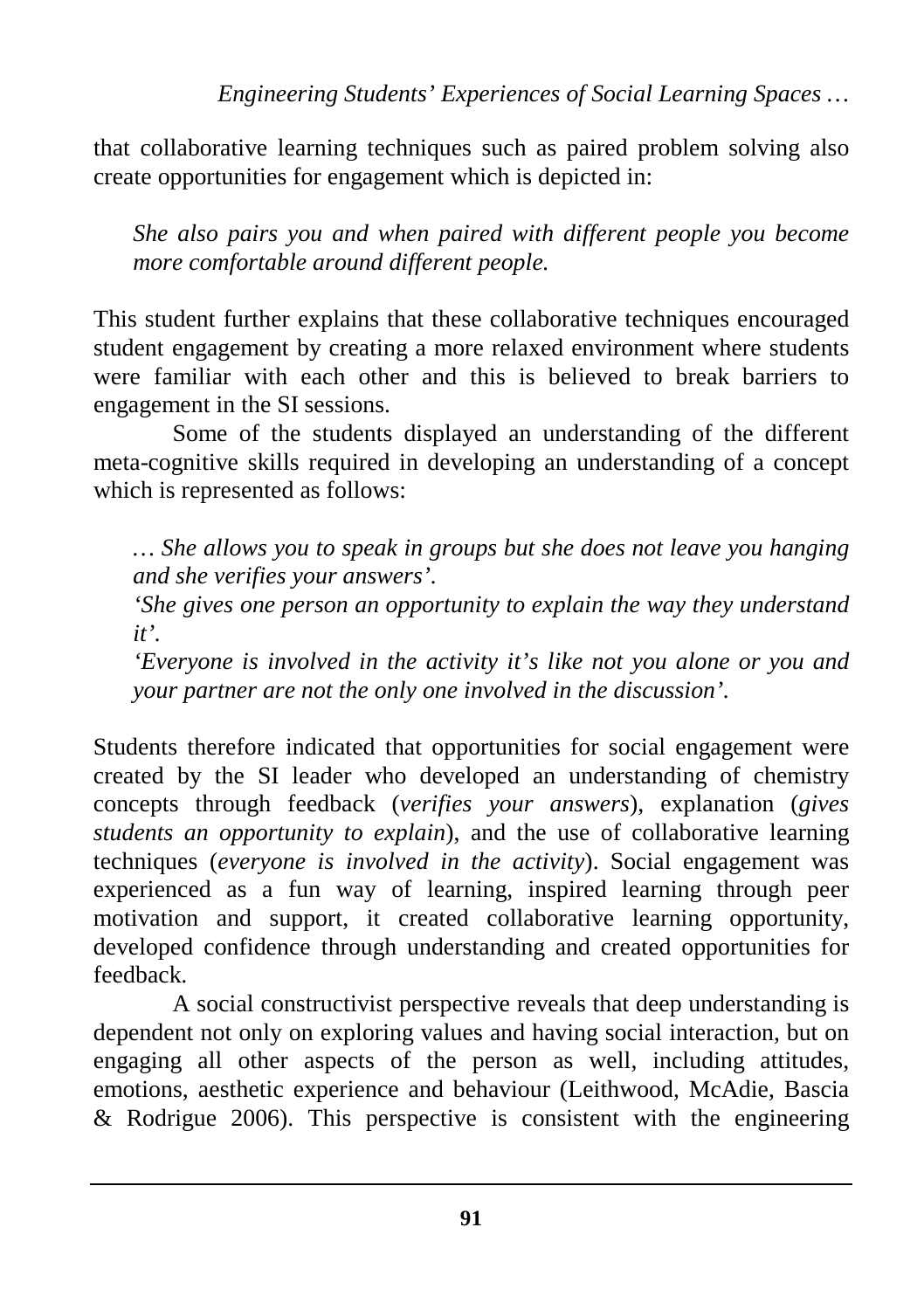that collaborative learning techniques such as paired problem solving also create opportunities for engagement which is depicted in:

> *She also pairs you and when paired with different people you become more comfortable around different people.*

This student further explains that these collaborative techniques encouraged student engagement by creating a more relaxed environment where students were familiar with each other and this is believed to break barriers to engagement in the SI sessions.

Some of the students displayed an understanding of the different meta-cognitive skills required in developing an understanding of a concept which is represented as follows:

> *… She allows you to speak in groups but she does not leave you hanging and she verifies your answers'.*
>
> *'She gives one person an opportunity to explain the way they understand it'.*
>
> *'Everyone is involved in the activity it's like not you alone or you and your partner are not the only one involved in the discussion'.*

Students therefore indicated that opportunities for social engagement were created by the SI leader who developed an understanding of chemistry concepts through feedback (*verifies your answers*), explanation (*gives students an opportunity to explain*), and the use of collaborative learning techniques (*everyone is involved in the activity*). Social engagement was experienced as a fun way of learning, inspired learning through peer motivation and support, it created collaborative learning opportunity, developed confidence through understanding and created opportunities for feedback.

A social constructivist perspective reveals that deep understanding is dependent not only on exploring values and having social interaction, but on engaging all other aspects of the person as well, including attitudes, emotions, aesthetic experience and behaviour (Leithwood, McAdie, Bascia & Rodrigue 2006). This perspective is consistent with the engineering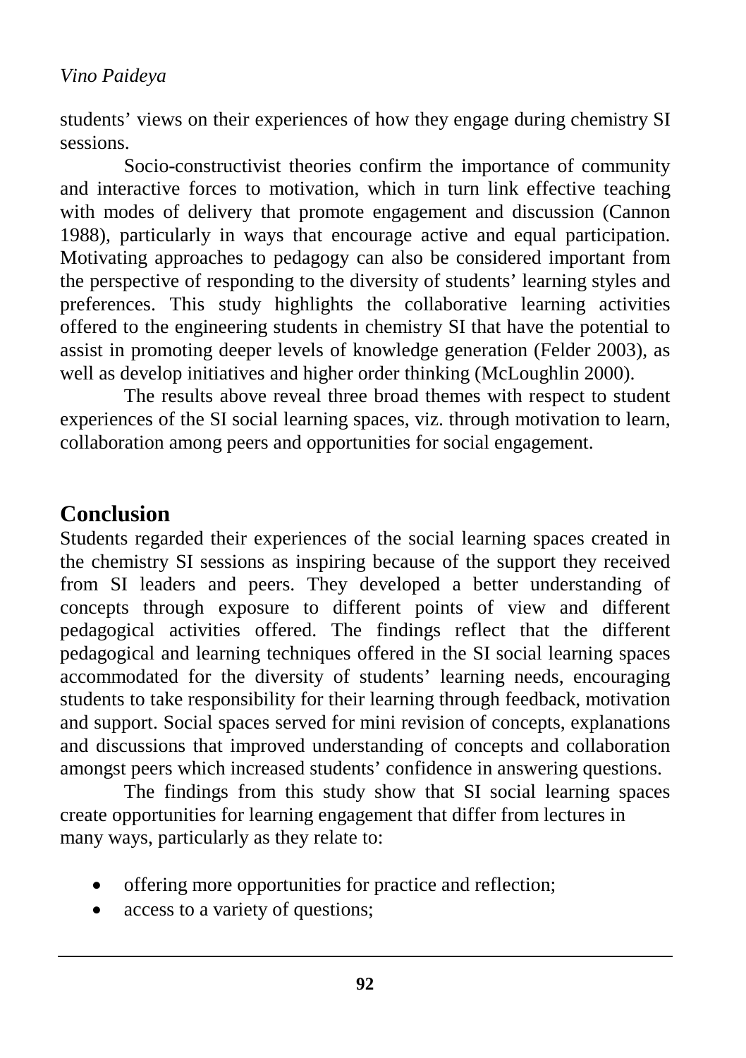students' views on their experiences of how they engage during chemistry SI sessions.

Socio-constructivist theories confirm the importance of community and interactive forces to motivation, which in turn link effective teaching with modes of delivery that promote engagement and discussion (Cannon 1988), particularly in ways that encourage active and equal participation. Motivating approaches to pedagogy can also be considered important from the perspective of responding to the diversity of students' learning styles and preferences. This study highlights the collaborative learning activities offered to the engineering students in chemistry SI that have the potential to assist in promoting deeper levels of knowledge generation (Felder 2003), as well as develop initiatives and higher order thinking (McLoughlin 2000).

The results above reveal three broad themes with respect to student experiences of the SI social learning spaces, viz. through motivation to learn, collaboration among peers and opportunities for social engagement.

## Conclusion

Students regarded their experiences of the social learning spaces created in the chemistry SI sessions as inspiring because of the support they received from SI leaders and peers. They developed a better understanding of concepts through exposure to different points of view and different pedagogical activities offered. The findings reflect that the different pedagogical and learning techniques offered in the SI social learning spaces accommodated for the diversity of students' learning needs, encouraging students to take responsibility for their learning through feedback, motivation and support. Social spaces served for mini revision of concepts, explanations and discussions that improved understanding of concepts and collaboration amongst peers which increased students' confidence in answering questions.

The findings from this study show that SI social learning spaces create opportunities for learning engagement that differ from lectures in many ways, particularly as they relate to:

- offering more opportunities for practice and reflection;
- access to a variety of questions;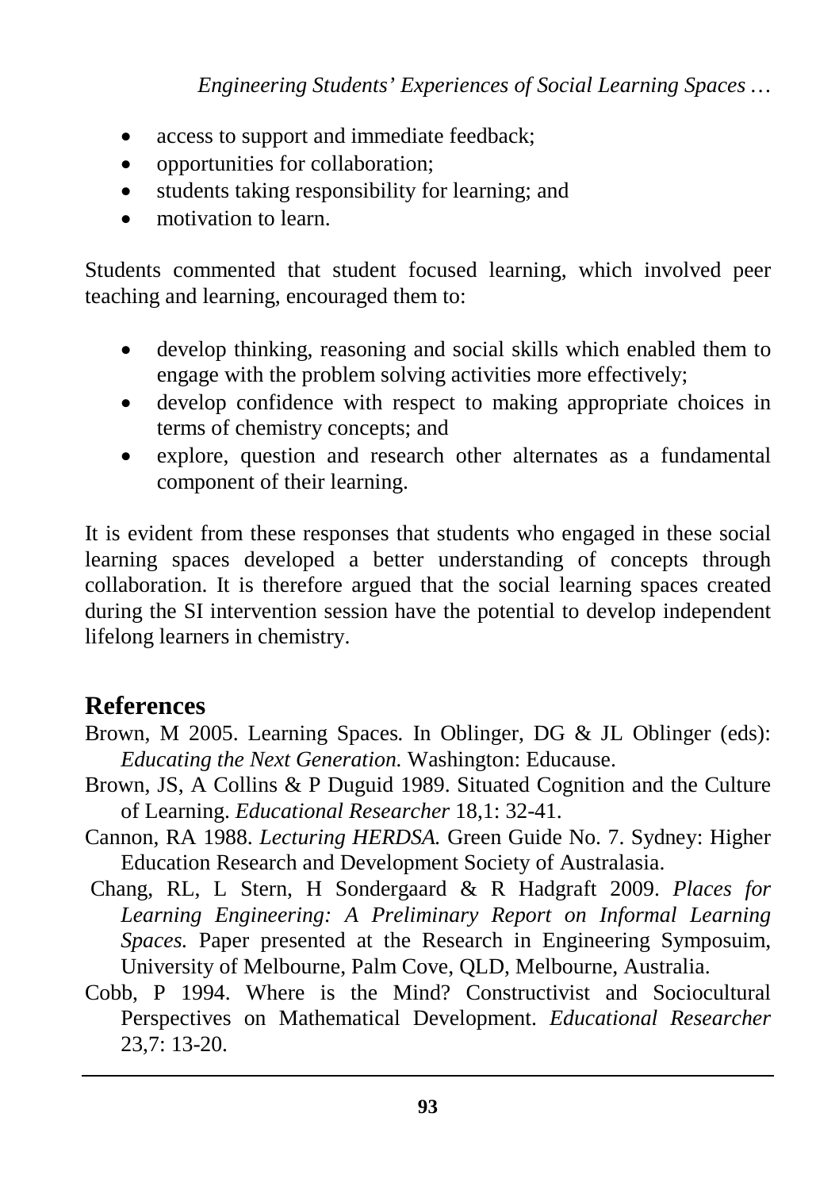- access to support and immediate feedback;
- opportunities for collaboration;
- students taking responsibility for learning; and
- motivation to learn.

Students commented that student focused learning, which involved peer teaching and learning, encouraged them to:

- develop thinking, reasoning and social skills which enabled them to engage with the problem solving activities more effectively;
- develop confidence with respect to making appropriate choices in terms of chemistry concepts; and
- explore, question and research other alternates as a fundamental component of their learning.

It is evident from these responses that students who engaged in these social learning spaces developed a better understanding of concepts through collaboration. It is therefore argued that the social learning spaces created during the SI intervention session have the potential to develop independent lifelong learners in chemistry.

## References

Brown, M 2005. Learning Spaces. In Oblinger, DG & JL Oblinger (eds): *Educating the Next Generation.* Washington: Educause.

Brown, JS, A Collins & P Duguid 1989. Situated Cognition and the Culture of Learning. *Educational Researcher* 18,1: 32-41.

Cannon, RA 1988. *Lecturing HERDSA.* Green Guide No. 7. Sydney: Higher Education Research and Development Society of Australasia.

Chang, RL, L Stern, H Sondergaard & R Hadgraft 2009. *Places for Learning Engineering: A Preliminary Report on Informal Learning Spaces.* Paper presented at the Research in Engineering Symposuim, University of Melbourne, Palm Cove, QLD, Melbourne, Australia.

Cobb, P 1994. Where is the Mind? Constructivist and Sociocultural Perspectives on Mathematical Development. *Educational Researcher* 23,7: 13-20.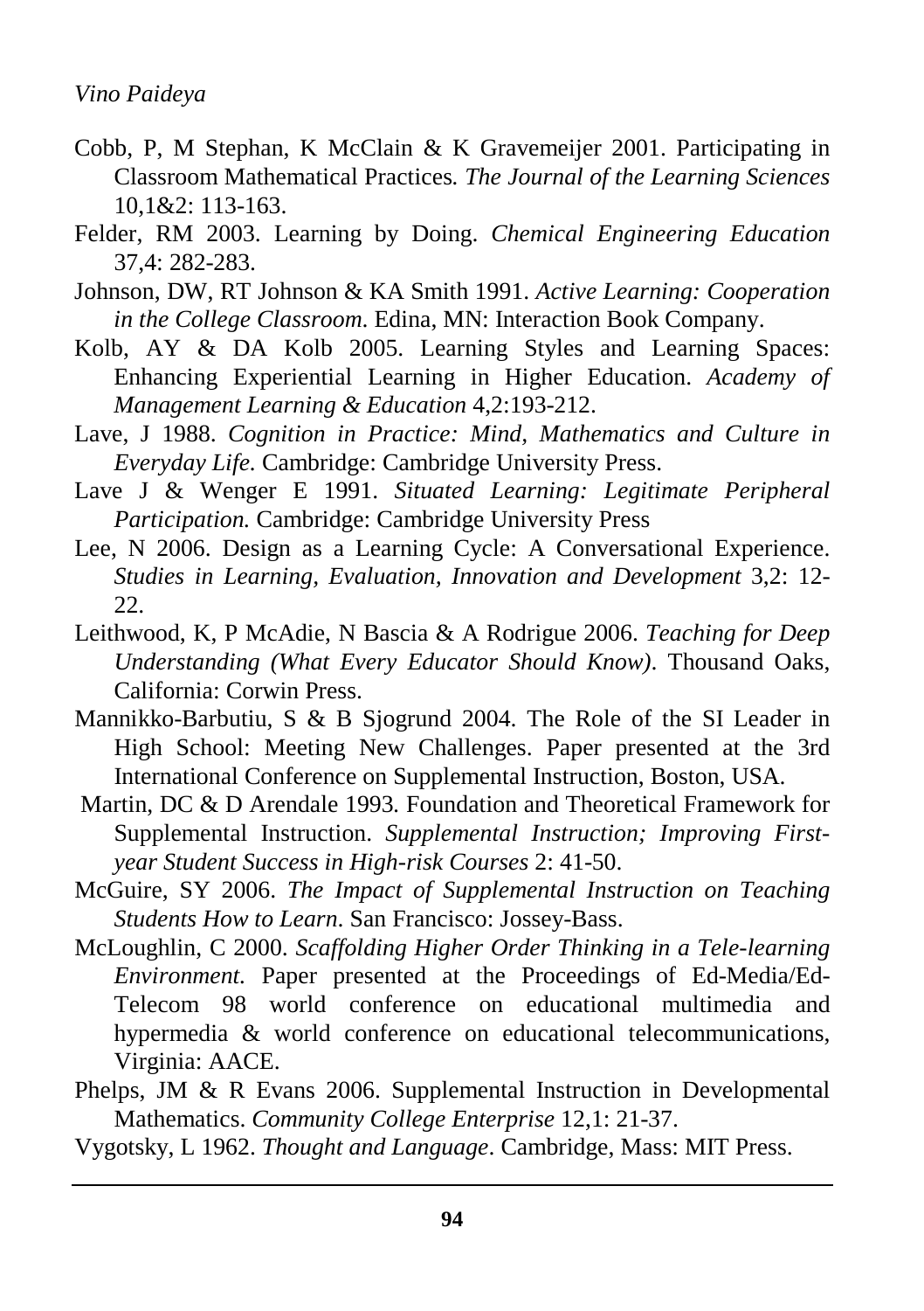Cobb, P, M Stephan, K McClain & K Gravemeijer 2001. Participating in Classroom Mathematical Practices. *The Journal of the Learning Sciences* 10,1&2: 113-163.

Felder, RM 2003. Learning by Doing. *Chemical Engineering Education* 37,4: 282-283.

Johnson, DW, RT Johnson & KA Smith 1991. *Active Learning: Cooperation in the College Classroom*. Edina, MN: Interaction Book Company.

Kolb, AY & DA Kolb 2005. Learning Styles and Learning Spaces: Enhancing Experiential Learning in Higher Education. *Academy of Management Learning & Education* 4,2:193-212.

Lave, J 1988. *Cognition in Practice: Mind, Mathematics and Culture in Everyday Life.* Cambridge: Cambridge University Press.

Lave J & Wenger E 1991. *Situated Learning: Legitimate Peripheral Participation.* Cambridge: Cambridge University Press

Lee, N 2006. Design as a Learning Cycle: A Conversational Experience. *Studies in Learning, Evaluation, Innovation and Development* 3,2: 12-22.

Leithwood, K, P McAdie, N Bascia & A Rodrigue 2006. *Teaching for Deep Understanding (What Every Educator Should Know)*. Thousand Oaks, California: Corwin Press.

Mannikko-Barbutiu, S & B Sjogrund 2004. The Role of the SI Leader in High School: Meeting New Challenges. Paper presented at the 3rd International Conference on Supplemental Instruction, Boston, USA.

Martin, DC & D Arendale 1993. Foundation and Theoretical Framework for Supplemental Instruction. *Supplemental Instruction; Improving First-year Student Success in High-risk Courses* 2: 41-50.

McGuire, SY 2006. *The Impact of Supplemental Instruction on Teaching Students How to Learn*. San Francisco: Jossey-Bass.

McLoughlin, C 2000. *Scaffolding Higher Order Thinking in a Tele-learning Environment.* Paper presented at the Proceedings of Ed-Media/Ed-Telecom 98 world conference on educational multimedia and hypermedia & world conference on educational telecommunications, Virginia: AACE.

Phelps, JM & R Evans 2006. Supplemental Instruction in Developmental Mathematics. *Community College Enterprise* 12,1: 21-37.

Vygotsky, L 1962. *Thought and Language*. Cambridge, Mass: MIT Press.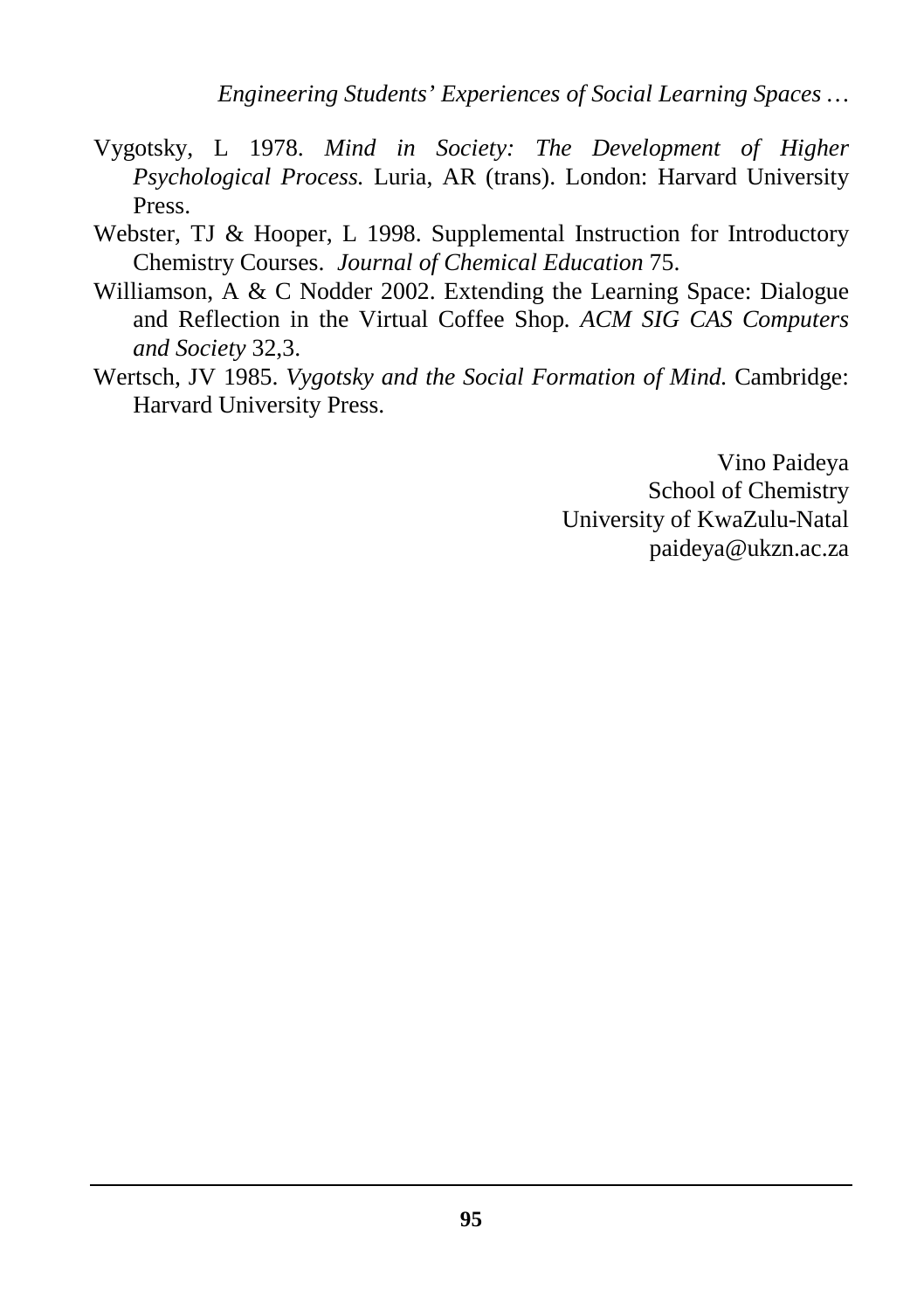Vygotsky, L 1978. *Mind in Society: The Development of Higher Psychological Process.* Luria, AR (trans). London: Harvard University Press.

Webster, TJ & Hooper, L 1998. Supplemental Instruction for Introductory Chemistry Courses. *Journal of Chemical Education* 75.

Williamson, A & C Nodder 2002. Extending the Learning Space: Dialogue and Reflection in the Virtual Coffee Shop. *ACM SIG CAS Computers and Society* 32,3.

Wertsch, JV 1985. *Vygotsky and the Social Formation of Mind.* Cambridge: Harvard University Press.

Vino Paideya  
School of Chemistry  
University of KwaZulu-Natal  
paideya@ukzn.ac.za